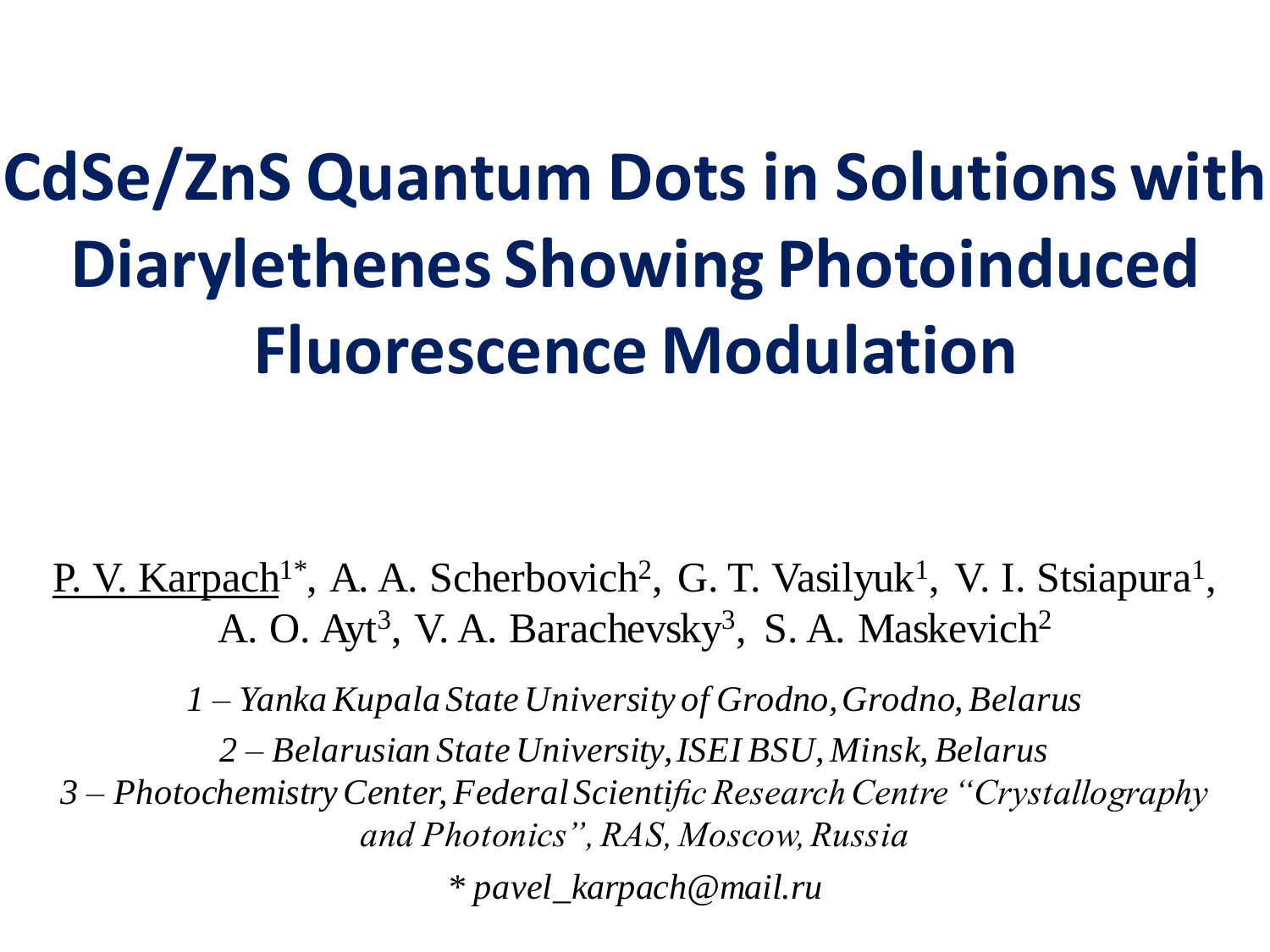# CdSe/ZnS Quantum Dots in Solutions with Diarylethenes Showing Photoinduced Fluorescence Modulation

<u>P. V. Karpach</u>[1*], A. A. Scherbovich[2], G. T. Vasilyuk[1], V. I. Stsiapura[1], A. O. Ayt[3], V. A. Barachevsky[3], S. A. Maskevich[2]

*1 – Yanka Kupala State University of Grodno, Grodno, Belarus*

*2 – Belarusian State University, ISEI BSU, Minsk, Belarus*

*3 – Photochemistry Center, Federal Scientific Research Centre "Crystallography and Photonics", RAS, Moscow, Russia*

*\* pavel_karpach@mail.ru*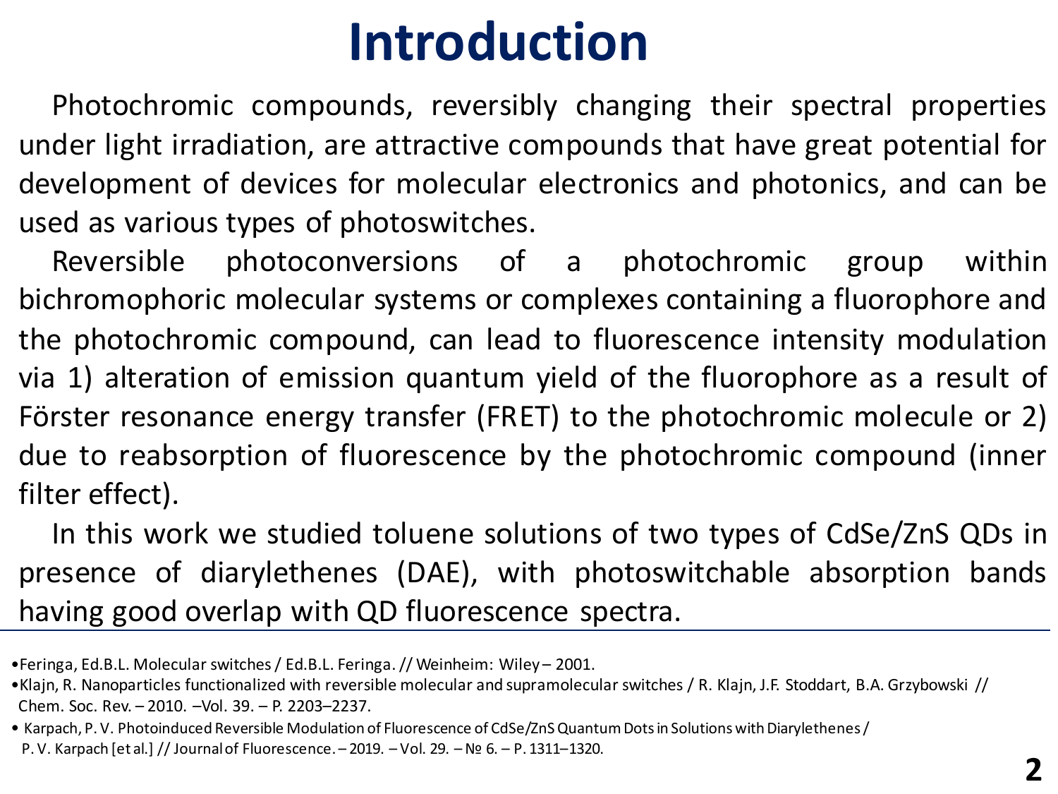# Introduction

Photochromic compounds, reversibly changing their spectral properties under light irradiation, are attractive compounds that have great potential for development of devices for molecular electronics and photonics, and can be used as various types of photoswitches.

Reversible photoconversions of a photochromic group within bichromophoric molecular systems or complexes containing a fluorophore and the photochromic compound, can lead to fluorescence intensity modulation via 1) alteration of emission quantum yield of the fluorophore as a result of Förster resonance energy transfer (FRET) to the photochromic molecule or 2) due to reabsorption of fluorescence by the photochromic compound (inner filter effect).

In this work we studied toluene solutions of two types of CdSe/ZnS QDs in presence of diarylethenes (DAE), with photoswitchable absorption bands having good overlap with QD fluorescence spectra.

- Feringa, Ed.B.L. Molecular switches / Ed.B.L. Feringa. // Weinheim: Wiley – 2001.
- Klajn, R. Nanoparticles functionalized with reversible molecular and supramolecular switches / R. Klajn, J.F. Stoddart, B.A. Grzybowski // Chem. Soc. Rev. – 2010. –Vol. 39. – P. 2203–2237.
- Karpach, P. V. Photoinduced Reversible Modulation of Fluorescence of CdSe/ZnS Quantum Dots in Solutions with Diarylethenes / P. V. Karpach [et al.] // Journal of Fluorescence. – 2019. – Vol. 29. – № 6. – P. 1311–1320.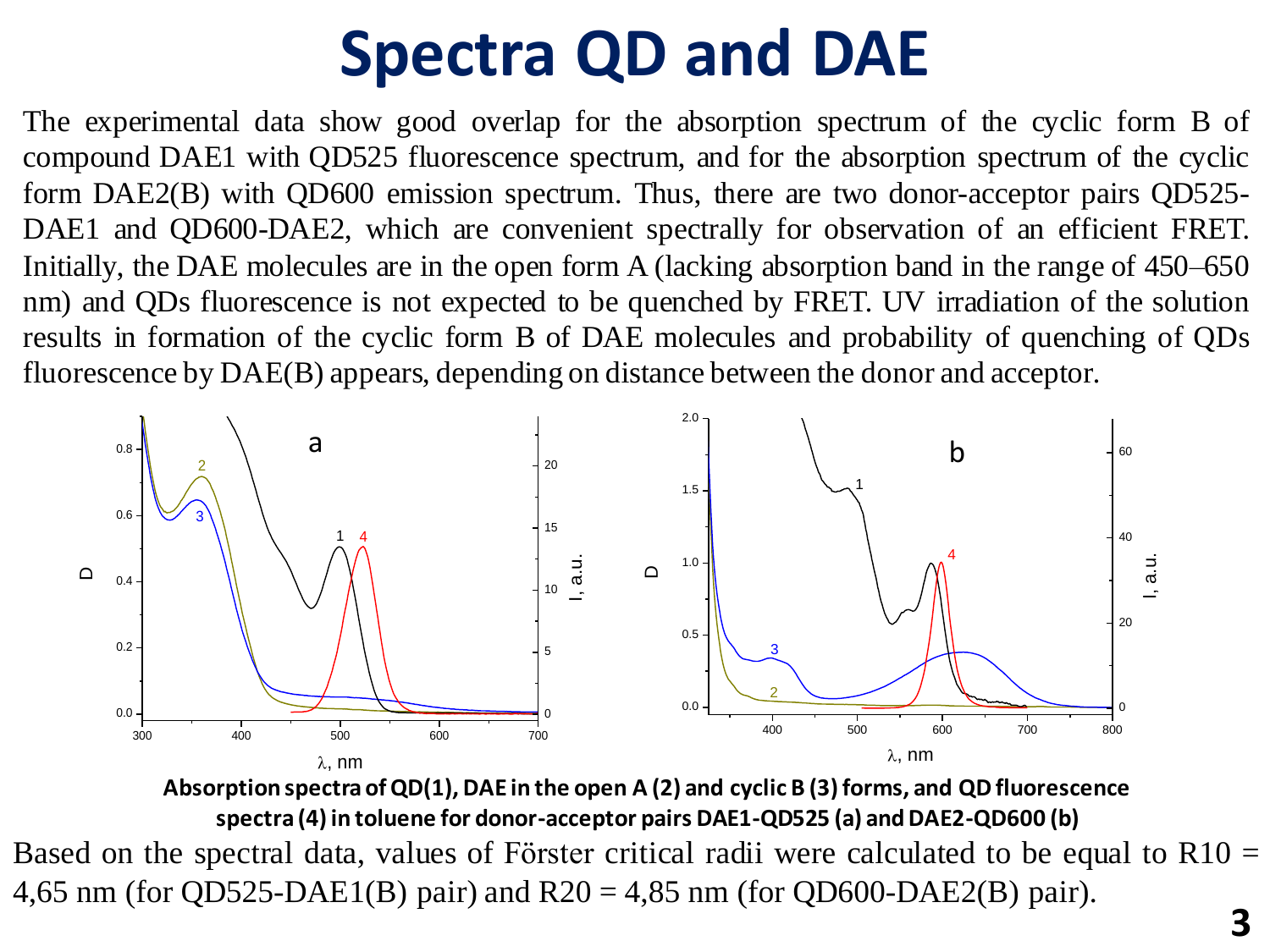# Spectra QD and DAE

The experimental data show good overlap for the absorption spectrum of the cyclic form B of compound DAE1 with QD525 fluorescence spectrum, and for the absorption spectrum of the cyclic form DAE2(B) with QD600 emission spectrum. Thus, there are two donor-acceptor pairs QD525-DAE1 and QD600-DAE2, which are convenient spectrally for observation of an efficient FRET. Initially, the DAE molecules are in the open form A (lacking absorption band in the range of 450–650 nm) and QDs fluorescence is not expected to be quenched by FRET. UV irradiation of the solution results in formation of the cyclic form B of DAE molecules and probability of quenching of QDs fluorescence by DAE(B) appears, depending on distance between the donor and acceptor.

**Absorption spectra of QD(1), DAE in the open A (2) and cyclic B (3) forms, and QD fluorescence spectra (4) in toluene for donor-acceptor pairs DAE1-QD525 (a) and DAE2-QD600 (b)**

Based on the spectral data, values of Förster critical radii were calculated to be equal to $R_{10}$ = 4,65 nm (for QD525-DAE1(B) pair) and $R_{20}$ = 4,85 nm (for QD600-DAE2(B) pair).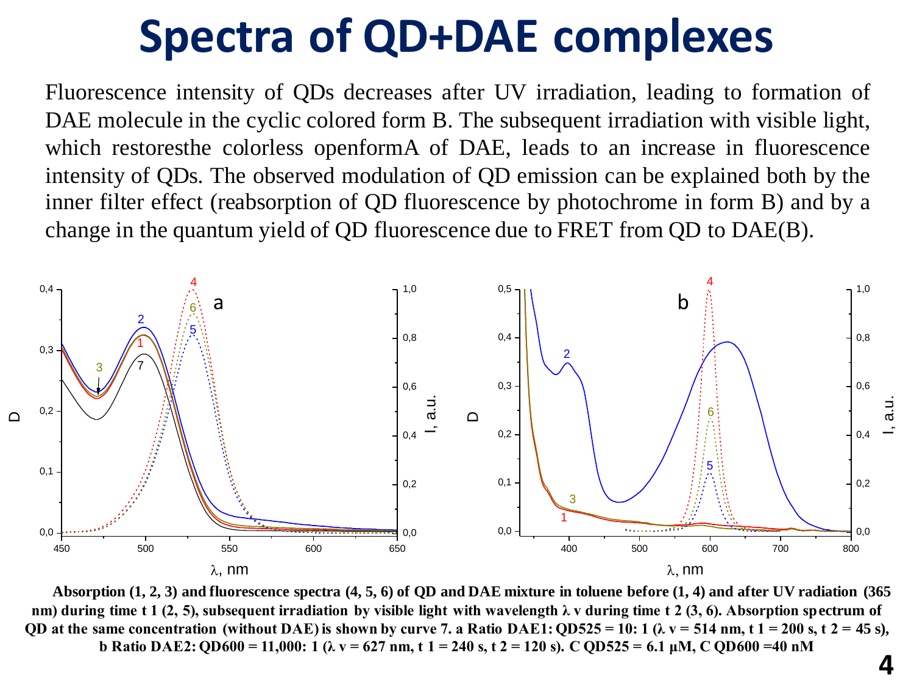# Spectra of QD+DAE complexes

Fluorescence intensity of QDs decreases after UV irradiation, leading to formation of DAE molecule in the cyclic colored form B. The subsequent irradiation with visible light, which restoresthe colorless openformA of DAE, leads to an increase in fluorescence intensity of QDs. The observed modulation of QD emission can be explained both by the inner filter effect (reabsorption of QD fluorescence by photochrome in form B) and by a change in the quantum yield of QD fluorescence due to FRET from QD to DAE(B).

**Absorption (1, 2, 3) and fluorescence spectra (4, 5, 6) of QD and DAE mixture in toluene before (1, 4) and after UV radiation (365 nm) during time t 1 (2, 5), subsequent irradiation by visible light with wavelength λ v during time t 2 (3, 6). Absorption spectrum of QD at the same concentration (without DAE) is shown by curve 7. a Ratio DAE1: QD525 = 10: 1 (λ v = 514 nm, t 1 = 200 s, t 2 = 45 s), b Ratio DAE2: QD600 = 11,000: 1 (λ v = 627 nm, t 1 = 240 s, t 2 = 120 s). C QD525 = 6.1 μM, C QD600 =40 nM**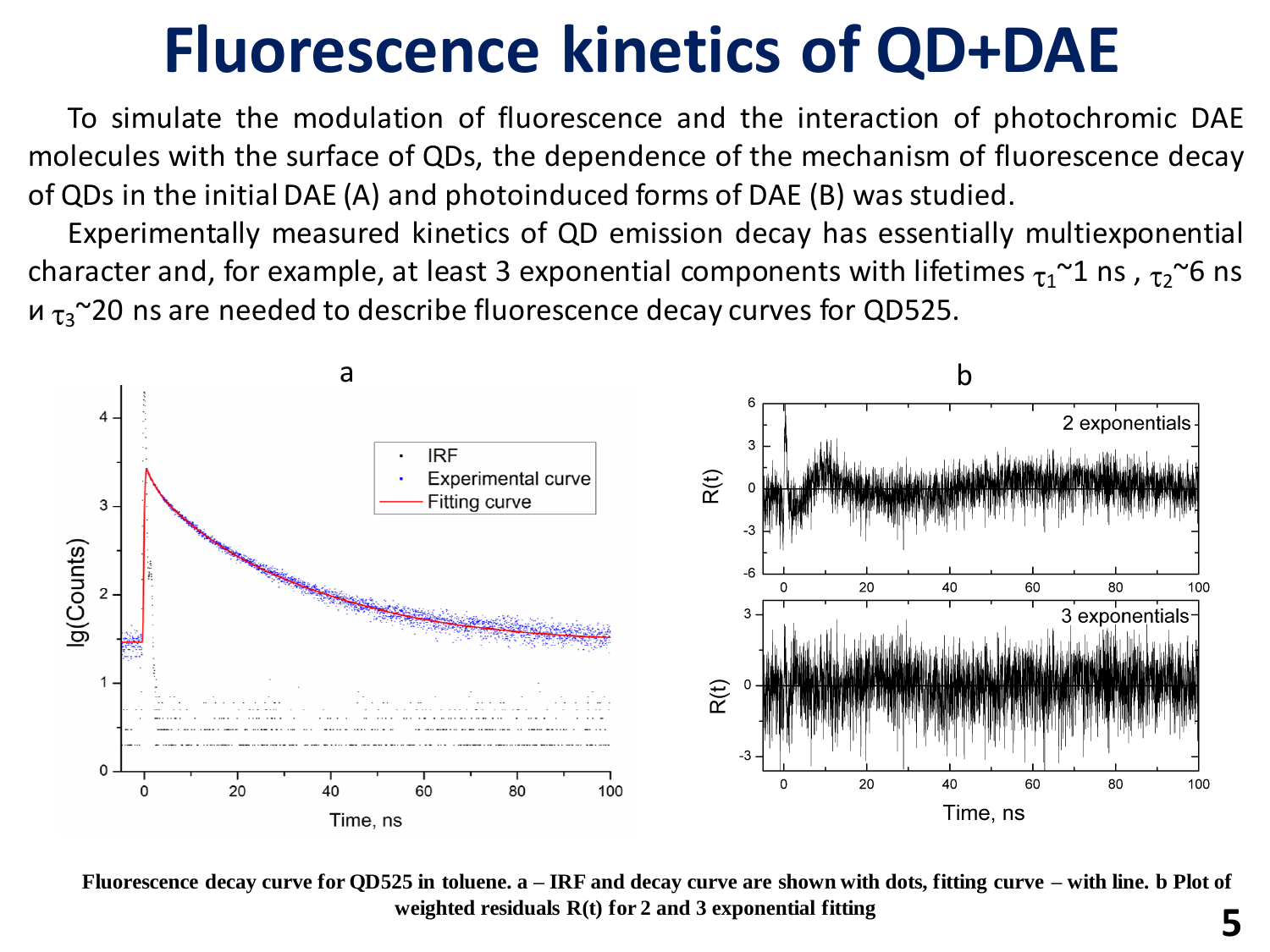# Fluorescence kinetics of QD+DAE

To simulate the modulation of fluorescence and the interaction of photochromic DAE molecules with the surface of QDs, the dependence of the mechanism of fluorescence decay of QDs in the initial DAE (A) and photoinduced forms of DAE (B) was studied.

Experimentally measured kinetics of QD emission decay has essentially multiexponential character and, for example, at least 3 exponential components with lifetimes $\tau_1$~1 ns , $\tau_2$~6 ns и $\tau_3$~20 ns are needed to describe fluorescence decay curves for QD525.

**Fluorescence decay curve for QD525 in toluene. a – IRF and decay curve are shown with dots, fitting curve – with line. b Plot of weighted residuals R(t) for 2 and 3 exponential fitting**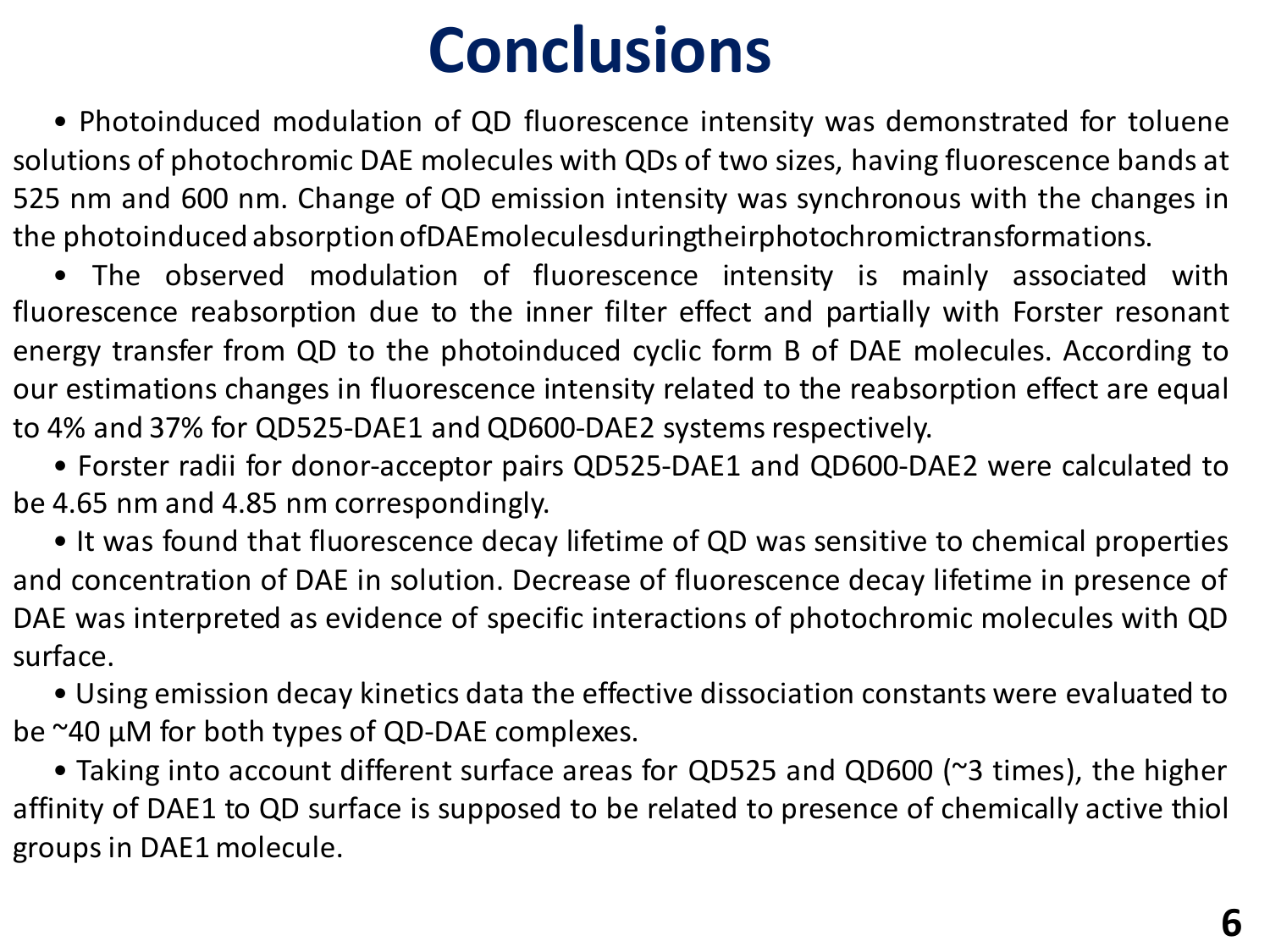# Conclusions

- Photoinduced modulation of QD fluorescence intensity was demonstrated for toluene solutions of photochromic DAE molecules with QDs of two sizes, having fluorescence bands at 525 nm and 600 nm. Change of QD emission intensity was synchronous with the changes in the photoinduced absorption of DAE molecules during their photochromic transformations.
- The observed modulation of fluorescence intensity is mainly associated with fluorescence reabsorption due to the inner filter effect and partially with Forster resonant energy transfer from QD to the photoinduced cyclic form B of DAE molecules. According to our estimations changes in fluorescence intensity related to the reabsorption effect are equal to 4% and 37% for QD525-DAE1 and QD600-DAE2 systems respectively.
- Forster radii for donor-acceptor pairs QD525-DAE1 and QD600-DAE2 were calculated to be 4.65 nm and 4.85 nm correspondingly.
- It was found that fluorescence decay lifetime of QD was sensitive to chemical properties and concentration of DAE in solution. Decrease of fluorescence decay lifetime in presence of DAE was interpreted as evidence of specific interactions of photochromic molecules with QD surface.
- Using emission decay kinetics data the effective dissociation constants were evaluated to be ~40 μM for both types of QD-DAE complexes.
- Taking into account different surface areas for QD525 and QD600 (~3 times), the higher affinity of DAE1 to QD surface is supposed to be related to presence of chemically active thiol groups in DAE1 molecule.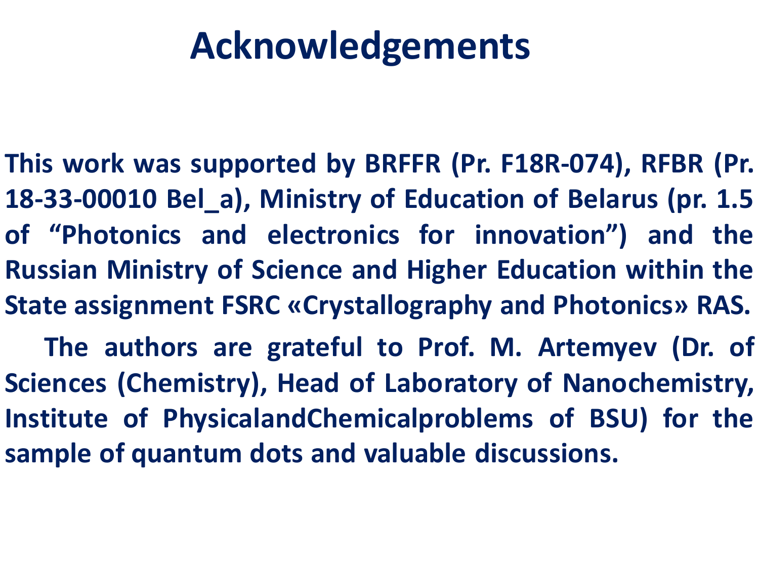# Acknowledgements

**This work was supported by BRFFR (Pr. F18R-074), RFBR (Pr. 18-33-00010 Bel_a), Ministry of Education of Belarus (pr. 1.5 of "Photonics and electronics for innovation") and the Russian Ministry of Science and Higher Education within the State assignment FSRC «Crystallography and Photonics» RAS.**

**The authors are grateful to Prof. M. Artemyev (Dr. of Sciences (Chemistry), Head of Laboratory of Nanochemistry, Institute of PhysicalandChemicalproblems of BSU) for the sample of quantum dots and valuable discussions.**